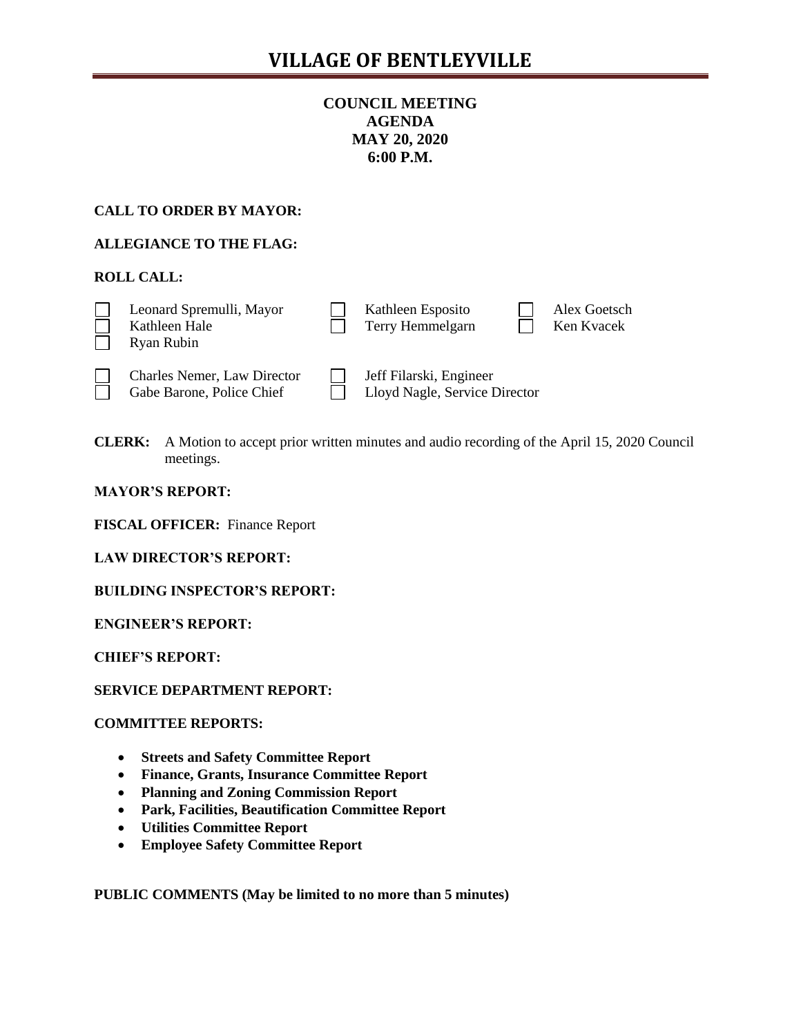# VILLAGE OF BENTLEYVILLE

**COUNCIL MEETING**
**AGENDA**
**MAY 20, 2020**
**6:00 P.M.**

**CALL TO ORDER BY MAYOR:**

**ALLEGIANCE TO THE FLAG:**

**ROLL CALL:**

- ☐ Leonard Spremulli, Mayor
- ☐ Kathleen Hale
- ☐ Ryan Rubin
- ☐ Kathleen Esposito
- ☐ Terry Hemmelgarn
- ☐ Alex Goetsch
- ☐ Ken Kvacek

- ☐ Charles Nemer, Law Director
- ☐ Gabe Barone, Police Chief
- ☐ Jeff Filarski, Engineer
- ☐ Lloyd Nagle, Service Director

**CLERK:** A Motion to accept prior written minutes and audio recording of the April 15, 2020 Council meetings.

**MAYOR'S REPORT:**

**FISCAL OFFICER:** Finance Report

**LAW DIRECTOR'S REPORT:**

**BUILDING INSPECTOR'S REPORT:**

**ENGINEER'S REPORT:**

**CHIEF'S REPORT:**

**SERVICE DEPARTMENT REPORT:**

**COMMITTEE REPORTS:**

- **Streets and Safety Committee Report**
- **Finance, Grants, Insurance Committee Report**
- **Planning and Zoning Commission Report**
- **Park, Facilities, Beautification Committee Report**
- **Utilities Committee Report**
- **Employee Safety Committee Report**

**PUBLIC COMMENTS (May be limited to no more than 5 minutes)**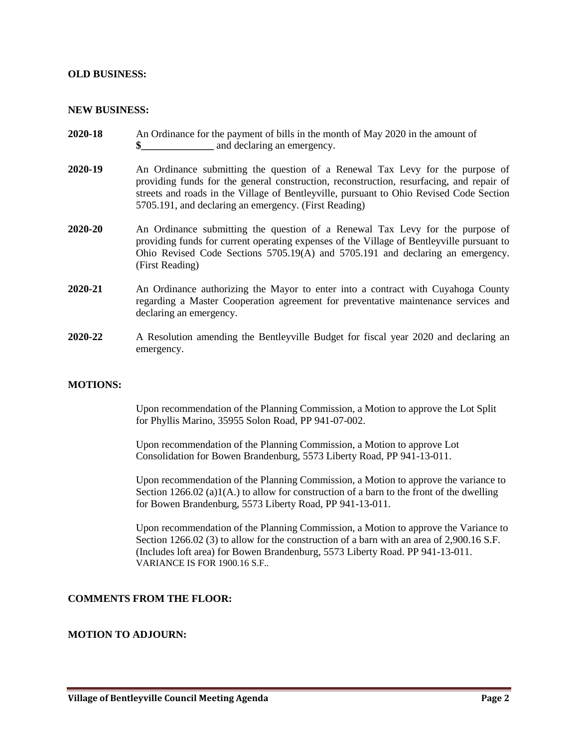**OLD BUSINESS:**

**NEW BUSINESS:**

**2020-18** An Ordinance for the payment of bills in the month of May 2020 in the amount of **$______________** and declaring an emergency.

**2020-19** An Ordinance submitting the question of a Renewal Tax Levy for the purpose of providing funds for the general construction, reconstruction, resurfacing, and repair of streets and roads in the Village of Bentleyville, pursuant to Ohio Revised Code Section 5705.191, and declaring an emergency. (First Reading)

**2020-20** An Ordinance submitting the question of a Renewal Tax Levy for the purpose of providing funds for current operating expenses of the Village of Bentleyville pursuant to Ohio Revised Code Sections 5705.19(A) and 5705.191 and declaring an emergency. (First Reading)

**2020-21** An Ordinance authorizing the Mayor to enter into a contract with Cuyahoga County regarding a Master Cooperation agreement for preventative maintenance services and declaring an emergency.

**2020-22** A Resolution amending the Bentleyville Budget for fiscal year 2020 and declaring an emergency.

**MOTIONS:**

Upon recommendation of the Planning Commission, a Motion to approve the Lot Split for Phyllis Marino, 35955 Solon Road, PP 941-07-002.

Upon recommendation of the Planning Commission, a Motion to approve Lot Consolidation for Bowen Brandenburg, 5573 Liberty Road, PP 941-13-011.

Upon recommendation of the Planning Commission, a Motion to approve the variance to Section 1266.02 (a)1(A.) to allow for construction of a barn to the front of the dwelling for Bowen Brandenburg, 5573 Liberty Road, PP 941-13-011.

Upon recommendation of the Planning Commission, a Motion to approve the Variance to Section 1266.02 (3) to allow for the construction of a barn with an area of 2,900.16 S.F. (Includes loft area) for Bowen Brandenburg, 5573 Liberty Road. PP 941-13-011. VARIANCE IS FOR 1900.16 S.F..

**COMMENTS FROM THE FLOOR:**

**MOTION TO ADJOURN:**